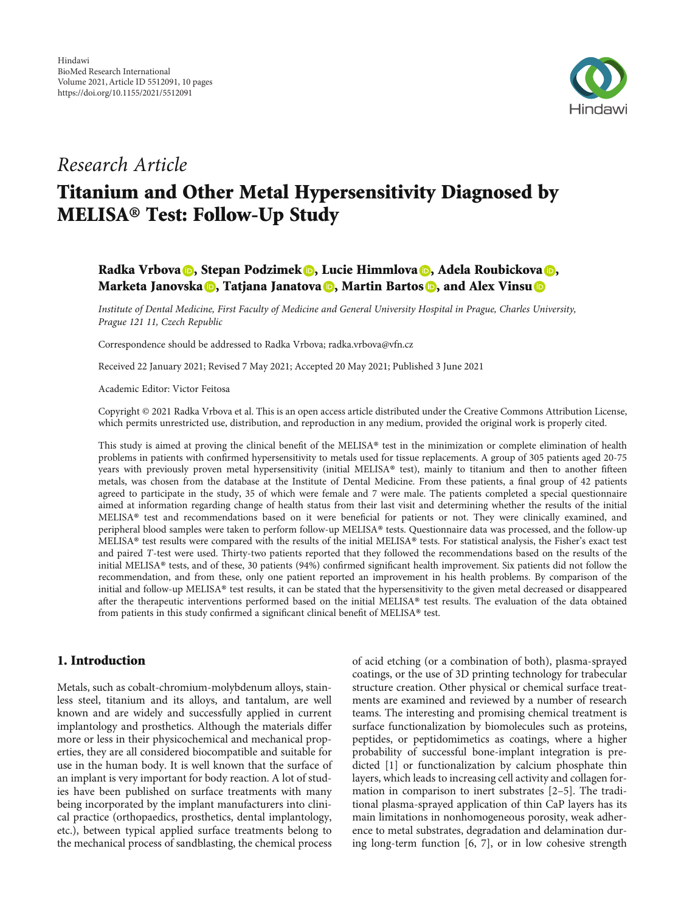Hindawi
BioMed Research International
Volume 2021, Article ID 5512091, 10 pages
https://doi.org/10.1155/2021/5512091

*Research Article*

# Titanium and Other Metal Hypersensitivity Diagnosed by MELISA® Test: Follow-Up Study

**Radka Vrbova, Stepan Podzimek, Lucie Himmlova, Adela Roubickova, Marketa Janovska, Tatjana Janatova, Martin Bartos, and Alex Vinsu**

*Institute of Dental Medicine, First Faculty of Medicine and General University Hospital in Prague, Charles University, Prague 121 11, Czech Republic*

Correspondence should be addressed to Radka Vrbova; radka.vrbova@vfn.cz

Received 22 January 2021; Revised 7 May 2021; Accepted 20 May 2021; Published 3 June 2021

Academic Editor: Victor Feitosa

Copyright © 2021 Radka Vrbova et al. This is an open access article distributed under the Creative Commons Attribution License, which permits unrestricted use, distribution, and reproduction in any medium, provided the original work is properly cited.

This study is aimed at proving the clinical benefit of the MELISA® test in the minimization or complete elimination of health problems in patients with confirmed hypersensitivity to metals used for tissue replacements. A group of 305 patients aged 20-75 years with previously proven metal hypersensitivity (initial MELISA® test), mainly to titanium and then to another fifteen metals, was chosen from the database at the Institute of Dental Medicine. From these patients, a final group of 42 patients agreed to participate in the study, 35 of which were female and 7 were male. The patients completed a special questionnaire aimed at information regarding change of health status from their last visit and determining whether the results of the initial MELISA® test and recommendations based on it were beneficial for patients or not. They were clinically examined, and peripheral blood samples were taken to perform follow-up MELISA® tests. Questionnaire data was processed, and the follow-up MELISA® test results were compared with the results of the initial MELISA® tests. For statistical analysis, the Fisher's exact test and paired $T$-test were used. Thirty-two patients reported that they followed the recommendations based on the results of the initial MELISA® tests, and of these, 30 patients (94%) confirmed significant health improvement. Six patients did not follow the recommendation, and from these, only one patient reported an improvement in his health problems. By comparison of the initial and follow-up MELISA® test results, it can be stated that the hypersensitivity to the given metal decreased or disappeared after the therapeutic interventions performed based on the initial MELISA® test results. The evaluation of the data obtained from patients in this study confirmed a significant clinical benefit of MELISA® test.

## 1. Introduction

Metals, such as cobalt-chromium-molybdenum alloys, stainless steel, titanium and its alloys, and tantalum, are well known and are widely and successfully applied in current implantology and prosthetics. Although the materials differ more or less in their physicochemical and mechanical properties, they are all considered biocompatible and suitable for use in the human body. It is well known that the surface of an implant is very important for body reaction. A lot of studies have been published on surface treatments with many being incorporated by the implant manufacturers into clinical practice (orthopaedics, prosthetics, dental implantology, etc.), between typical applied surface treatments belong to the mechanical process of sandblasting, the chemical process of acid etching (or a combination of both), plasma-sprayed coatings, or the use of 3D printing technology for trabecular structure creation. Other physical or chemical surface treatments are examined and reviewed by a number of research teams. The interesting and promising chemical treatment is surface functionalization by biomolecules such as proteins, peptides, or peptidomimetics as coatings, where a higher probability of successful bone-implant integration is predicted [1] or functionalization by calcium phosphate thin layers, which leads to increasing cell activity and collagen formation in comparison to inert substrates [2–5]. The traditional plasma-sprayed application of thin CaP layers has its main limitations in nonhomogeneous porosity, weak adherence to metal substrates, degradation and delamination during long-term function [6, 7], or in low cohesive strength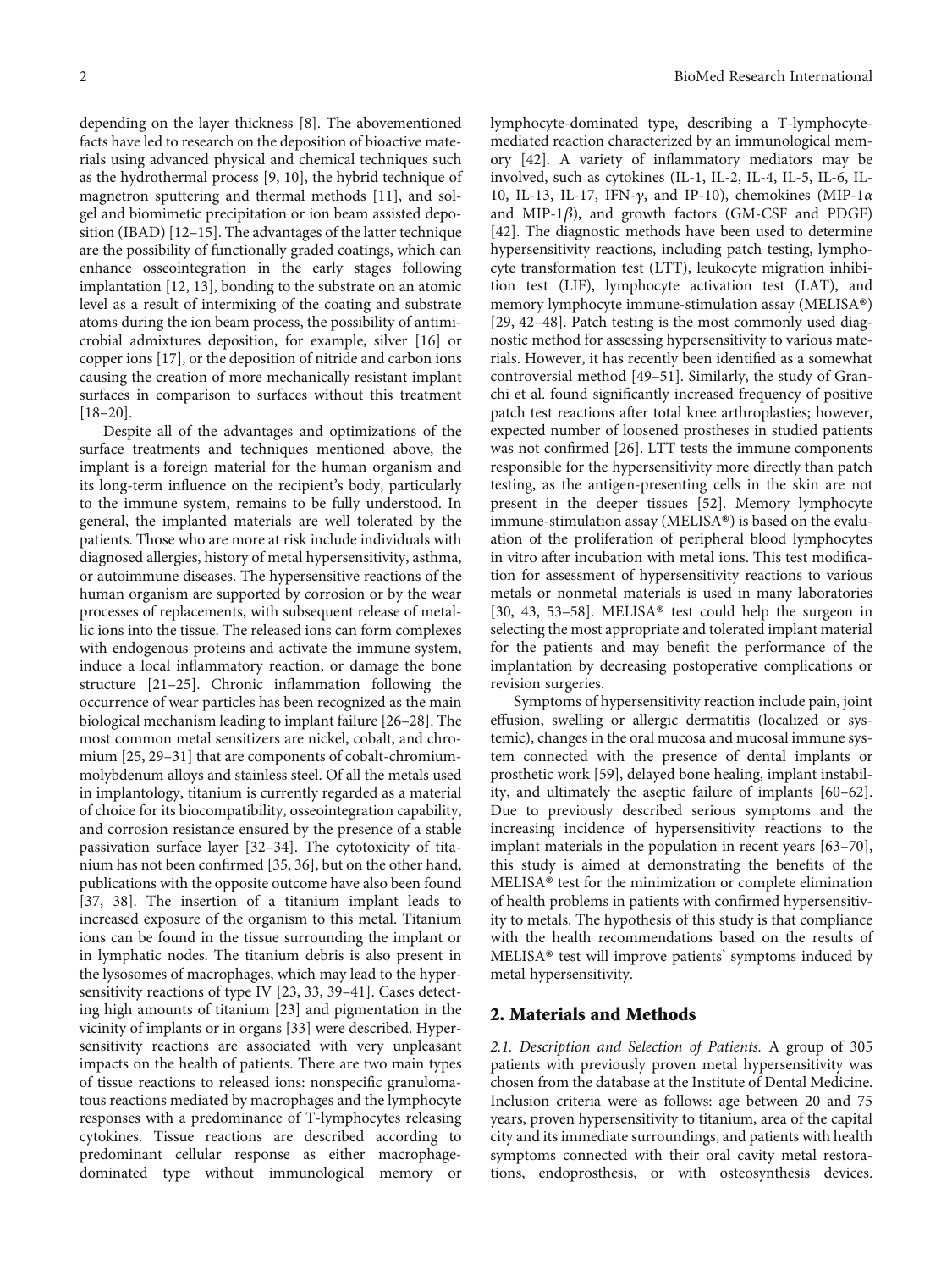depending on the layer thickness [8]. The abovementioned facts have led to research on the deposition of bioactive materials using advanced physical and chemical techniques such as the hydrothermal process [9, 10], the hybrid technique of magnetron sputtering and thermal methods [11], and sol-gel and biomimetic precipitation or ion beam assisted deposition (IBAD) [12–15]. The advantages of the latter technique are the possibility of functionally graded coatings, which can enhance osseointegration in the early stages following implantation [12, 13], bonding to the substrate on an atomic level as a result of intermixing of the coating and substrate atoms during the ion beam process, the possibility of antimicrobial admixtures deposition, for example, silver [16] or copper ions [17], or the deposition of nitride and carbon ions causing the creation of more mechanically resistant implant surfaces in comparison to surfaces without this treatment [18–20].

Despite all of the advantages and optimizations of the surface treatments and techniques mentioned above, the implant is a foreign material for the human organism and its long-term influence on the recipient's body, particularly to the immune system, remains to be fully understood. In general, the implanted materials are well tolerated by the patients. Those who are more at risk include individuals with diagnosed allergies, history of metal hypersensitivity, asthma, or autoimmune diseases. The hypersensitive reactions of the human organism are supported by corrosion or by the wear processes of replacements, with subsequent release of metallic ions into the tissue. The released ions can form complexes with endogenous proteins and activate the immune system, induce a local inflammatory reaction, or damage the bone structure [21–25]. Chronic inflammation following the occurrence of wear particles has been recognized as the main biological mechanism leading to implant failure [26–28]. The most common metal sensitizers are nickel, cobalt, and chromium [25, 29–31] that are components of cobalt-chromium-molybdenum alloys and stainless steel. Of all the metals used in implantology, titanium is currently regarded as a material of choice for its biocompatibility, osseointegration capability, and corrosion resistance ensured by the presence of a stable passivation surface layer [32–34]. The cytotoxicity of titanium has not been confirmed [35, 36], but on the other hand, publications with the opposite outcome have also been found [37, 38]. The insertion of a titanium implant leads to increased exposure of the organism to this metal. Titanium ions can be found in the tissue surrounding the implant or in lymphatic nodes. The titanium debris is also present in the lysosomes of macrophages, which may lead to the hypersensitivity reactions of type IV [23, 33, 39–41]. Cases detecting high amounts of titanium [23] and pigmentation in the vicinity of implants or in organs [33] were described. Hypersensitivity reactions are associated with very unpleasant impacts on the health of patients. There are two main types of tissue reactions to released ions: nonspecific granulomatous reactions mediated by macrophages and the lymphocyte responses with a predominance of T-lymphocytes releasing cytokines. Tissue reactions are described according to predominant cellular response as either macrophage-dominated type without immunological memory or lymphocyte-dominated type, describing a T-lymphocyte-mediated reaction characterized by an immunological memory [42]. A variety of inflammatory mediators may be involved, such as cytokines (IL-1, IL-2, IL-4, IL-5, IL-6, IL-10, IL-13, IL-17, IFN-$\gamma$, and IP-10), chemokines (MIP-1$\alpha$ and MIP-1$\beta$), and growth factors (GM-CSF and PDGF) [42]. The diagnostic methods have been used to determine hypersensitivity reactions, including patch testing, lymphocyte transformation test (LTT), leukocyte migration inhibition test (LIF), lymphocyte activation test (LAT), and memory lymphocyte immune-stimulation assay (MELISA®) [29, 42–48]. Patch testing is the most commonly used diagnostic method for assessing hypersensitivity to various materials. However, it has recently been identified as a somewhat controversial method [49–51]. Similarly, the study of Granchi et al. found significantly increased frequency of positive patch test reactions after total knee arthroplasties; however, expected number of loosened prostheses in studied patients was not confirmed [26]. LTT tests the immune components responsible for the hypersensitivity more directly than patch testing, as the antigen-presenting cells in the skin are not present in the deeper tissues [52]. Memory lymphocyte immune-stimulation assay (MELISA®) is based on the evaluation of the proliferation of peripheral blood lymphocytes in vitro after incubation with metal ions. This test modification for assessment of hypersensitivity reactions to various metals or nonmetal materials is used in many laboratories [30, 43, 53–58]. MELISA® test could help the surgeon in selecting the most appropriate and tolerated implant material for the patients and may benefit the performance of the implantation by decreasing postoperative complications or revision surgeries.

Symptoms of hypersensitivity reaction include pain, joint effusion, swelling or allergic dermatitis (localized or systemic), changes in the oral mucosa and mucosal immune system connected with the presence of dental implants or prosthetic work [59], delayed bone healing, implant instability, and ultimately the aseptic failure of implants [60–62]. Due to previously described serious symptoms and the increasing incidence of hypersensitivity reactions to the implant materials in the population in recent years [63–70], this study is aimed at demonstrating the benefits of the MELISA® test for the minimization or complete elimination of health problems in patients with confirmed hypersensitivity to metals. The hypothesis of this study is that compliance with the health recommendations based on the results of MELISA® test will improve patients' symptoms induced by metal hypersensitivity.

## 2. Materials and Methods

*2.1. Description and Selection of Patients.* A group of 305 patients with previously proven metal hypersensitivity was chosen from the database at the Institute of Dental Medicine. Inclusion criteria were as follows: age between 20 and 75 years, proven hypersensitivity to titanium, area of the capital city and its immediate surroundings, and patients with health symptoms connected with their oral cavity metal restorations, endoprosthesis, or with osteosynthesis devices.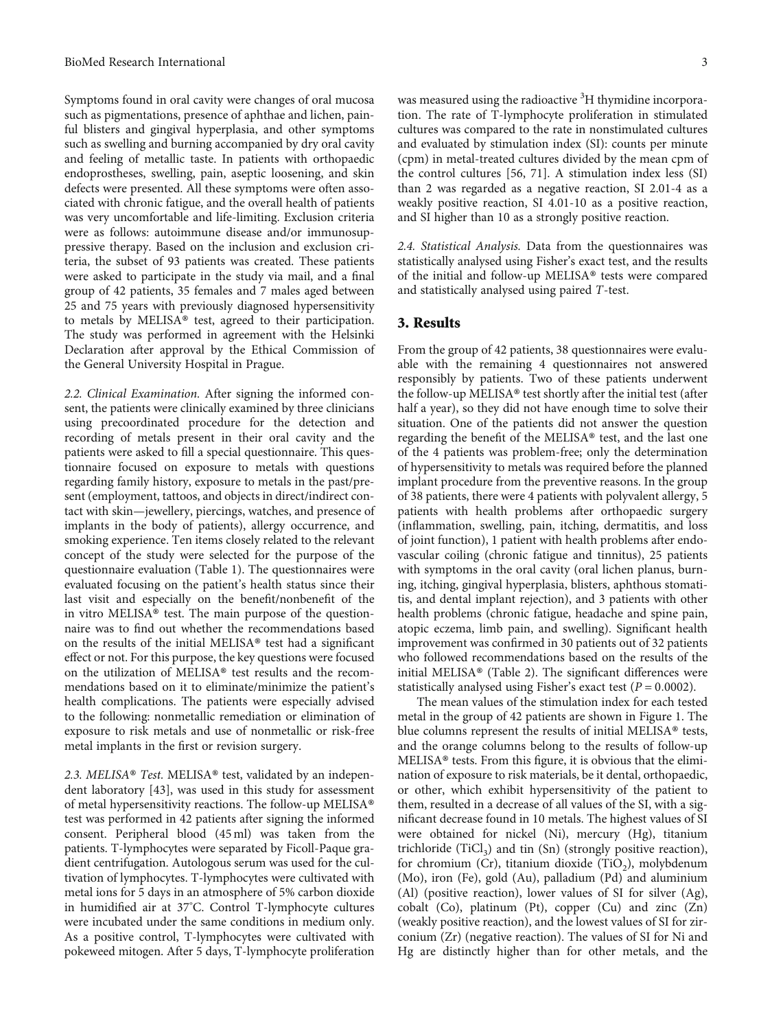Symptoms found in oral cavity were changes of oral mucosa such as pigmentations, presence of aphthae and lichen, painful blisters and gingival hyperplasia, and other symptoms such as swelling and burning accompanied by dry oral cavity and feeling of metallic taste. In patients with orthopaedic endoprostheses, swelling, pain, aseptic loosening, and skin defects were presented. All these symptoms were often associated with chronic fatigue, and the overall health of patients was very uncomfortable and life-limiting. Exclusion criteria were as follows: autoimmune disease and/or immunosuppressive therapy. Based on the inclusion and exclusion criteria, the subset of 93 patients was created. These patients were asked to participate in the study via mail, and a final group of 42 patients, 35 females and 7 males aged between 25 and 75 years with previously diagnosed hypersensitivity to metals by MELISA® test, agreed to their participation. The study was performed in agreement with the Helsinki Declaration after approval by the Ethical Commission of the General University Hospital in Prague.

*2.2. Clinical Examination.* After signing the informed consent, the patients were clinically examined by three clinicians using precoordinated procedure for the detection and recording of metals present in their oral cavity and the patients were asked to fill a special questionnaire. This questionnaire focused on exposure to metals with questions regarding family history, exposure to metals in the past/present (employment, tattoos, and objects in direct/indirect contact with skin—jewellery, piercings, watches, and presence of implants in the body of patients), allergy occurrence, and smoking experience. Ten items closely related to the relevant concept of the study were selected for the purpose of the questionnaire evaluation (Table 1). The questionnaires were evaluated focusing on the patient's health status since their last visit and especially on the benefit/nonbenefit of the in vitro MELISA® test. The main purpose of the questionnaire was to find out whether the recommendations based on the results of the initial MELISA® test had a significant effect or not. For this purpose, the key questions were focused on the utilization of MELISA® test results and the recommendations based on it to eliminate/minimize the patient's health complications. The patients were especially advised to the following: nonmetallic remediation or elimination of exposure to risk metals and use of nonmetallic or risk-free metal implants in the first or revision surgery.

*2.3. MELISA® Test.* MELISA® test, validated by an independent laboratory [43], was used in this study for assessment of metal hypersensitivity reactions. The follow-up MELISA® test was performed in 42 patients after signing the informed consent. Peripheral blood (45 ml) was taken from the patients. T-lymphocytes were separated by Ficoll-Paque gradient centrifugation. Autologous serum was used for the cultivation of lymphocytes. T-lymphocytes were cultivated with metal ions for 5 days in an atmosphere of 5% carbon dioxide in humidified air at 37°C. Control T-lymphocyte cultures were incubated under the same conditions in medium only. As a positive control, T-lymphocytes were cultivated with pokeweed mitogen. After 5 days, T-lymphocyte proliferation was measured using the radioactive $^{3}H$ thymidine incorporation. The rate of T-lymphocyte proliferation in stimulated cultures was compared to the rate in nonstimulated cultures and evaluated by stimulation index (SI): counts per minute (cpm) in metal-treated cultures divided by the mean cpm of the control cultures [56, 71]. A stimulation index less (SI) than 2 was regarded as a negative reaction, SI 2.01-4 as a weakly positive reaction, SI 4.01-10 as a positive reaction, and SI higher than 10 as a strongly positive reaction.

*2.4. Statistical Analysis.* Data from the questionnaires was statistically analysed using Fisher's exact test, and the results of the initial and follow-up MELISA® tests were compared and statistically analysed using paired *T*-test.

## 3. Results

From the group of 42 patients, 38 questionnaires were evaluable with the remaining 4 questionnaires not answered responsibly by patients. Two of these patients underwent the follow-up MELISA® test shortly after the initial test (after half a year), so they did not have enough time to solve their situation. One of the patients did not answer the question regarding the benefit of the MELISA® test, and the last one of the 4 patients was problem-free; only the determination of hypersensitivity to metals was required before the planned implant procedure from the preventive reasons. In the group of 38 patients, there were 4 patients with polyvalent allergy, 5 patients with health problems after orthopaedic surgery (inflammation, swelling, pain, itching, dermatitis, and loss of joint function), 1 patient with health problems after endovascular coiling (chronic fatigue and tinnitus), 25 patients with symptoms in the oral cavity (oral lichen planus, burning, itching, gingival hyperplasia, blisters, aphthous stomatitis, and dental implant rejection), and 3 patients with other health problems (chronic fatigue, headache and spine pain, atopic eczema, limb pain, and swelling). Significant health improvement was confirmed in 30 patients out of 32 patients who followed recommendations based on the results of the initial MELISA® (Table 2). The significant differences were statistically analysed using Fisher's exact test ($P = 0.0002$).

The mean values of the stimulation index for each tested metal in the group of 42 patients are shown in Figure 1. The blue columns represent the results of initial MELISA® tests, and the orange columns belong to the results of follow-up MELISA® tests. From this figure, it is obvious that the elimination of exposure to risk materials, be it dental, orthopaedic, or other, which exhibit hypersensitivity of the patient to them, resulted in a decrease of all values of the SI, with a significant decrease found in 10 metals. The highest values of SI were obtained for nickel (Ni), mercury (Hg), titanium trichloride ($TiCl_3$) and tin (Sn) (strongly positive reaction), for chromium (Cr), titanium dioxide ($TiO_2$), molybdenum (Mo), iron (Fe), gold (Au), palladium (Pd) and aluminium (Al) (positive reaction), lower values of SI for silver (Ag), cobalt (Co), platinum (Pt), copper (Cu) and zinc (Zn) (weakly positive reaction), and the lowest values of SI for zirconium (Zr) (negative reaction). The values of SI for Ni and Hg are distinctly higher than for other metals, and the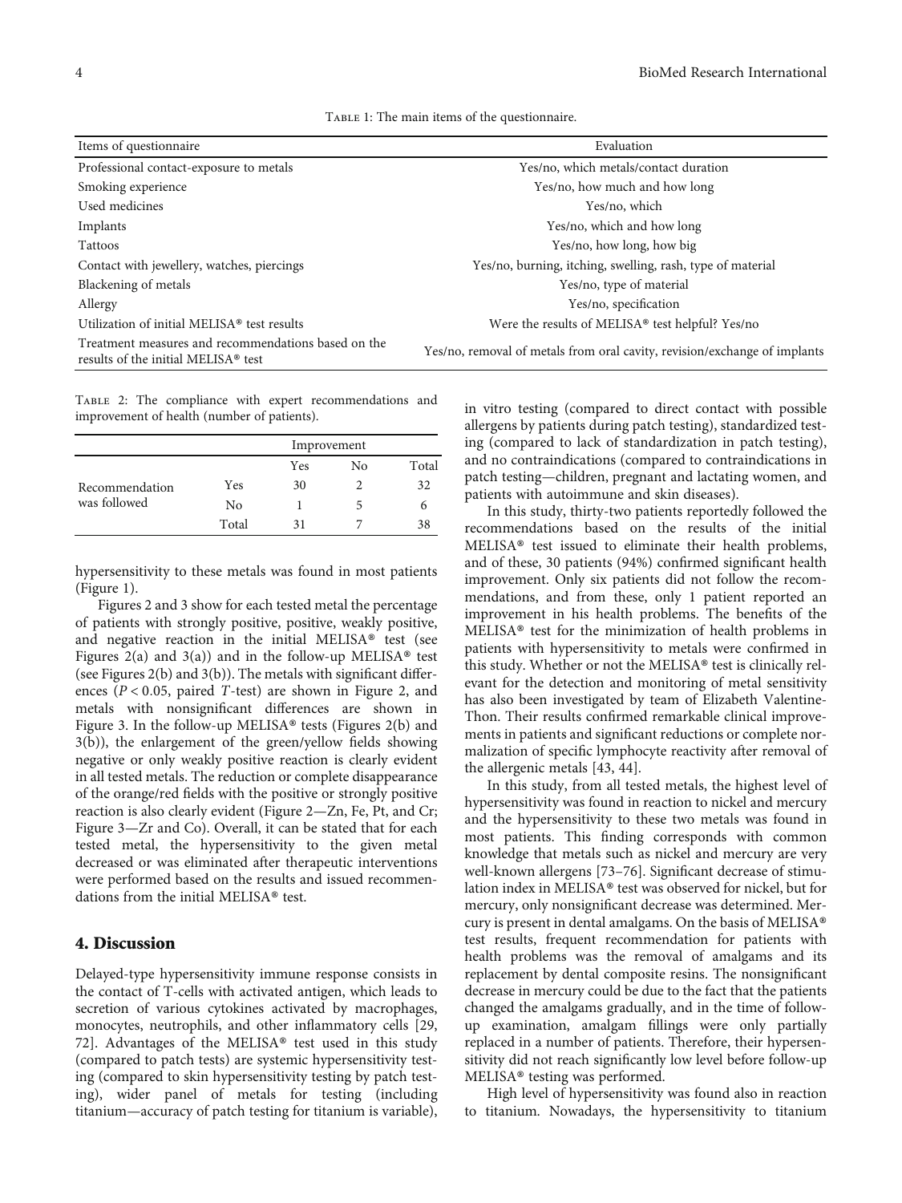Table 1: The main items of the questionnaire.

| Items of questionnaire | Evaluation |
|---|---|
| Professional contact-exposure to metals | Yes/no, which metals/contact duration |
| Smoking experience | Yes/no, how much and how long |
| Used medicines | Yes/no, which |
| Implants | Yes/no, which and how long |
| Tattoos | Yes/no, how long, how big |
| Contact with jewellery, watches, piercings | Yes/no, burning, itching, swelling, rash, type of material |
| Blackening of metals | Yes/no, type of material |
| Allergy | Yes/no, specification |
| Utilization of initial MELISA® test results | Were the results of MELISA® test helpful? Yes/no |
| Treatment measures and recommendations based on the results of the initial MELISA® test | Yes/no, removal of metals from oral cavity, revision/exchange of implants |

Table 2: The compliance with expert recommendations and improvement of health (number of patients).

| | | Improvement | | |
|---|---|---|---|---|
| | | Yes | No | Total |
| Recommendation was followed | Yes | 30 | 2 | 32 |
| | No | 1 | 5 | 6 |
| | Total | 31 | 7 | 38 |

hypersensitivity to these metals was found in most patients (Figure 1).

Figures 2 and 3 show for each tested metal the percentage of patients with strongly positive, positive, weakly positive, and negative reaction in the initial MELISA® test (see Figures 2(a) and 3(a)) and in the follow-up MELISA® test (see Figures 2(b) and 3(b)). The metals with significant differences ($P < 0.05$, paired $T$-test) are shown in Figure 2, and metals with nonsignificant differences are shown in Figure 3. In the follow-up MELISA® tests (Figures 2(b) and 3(b)), the enlargement of the green/yellow fields showing negative or only weakly positive reaction is clearly evident in all tested metals. The reduction or complete disappearance of the orange/red fields with the positive or strongly positive reaction is also clearly evident (Figure 2—Zn, Fe, Pt, and Cr; Figure 3—Zr and Co). Overall, it can be stated that for each tested metal, the hypersensitivity to the given metal decreased or was eliminated after therapeutic interventions were performed based on the results and issued recommendations from the initial MELISA® test.

## 4. Discussion

Delayed-type hypersensitivity immune response consists in the contact of T-cells with activated antigen, which leads to secretion of various cytokines activated by macrophages, monocytes, neutrophils, and other inflammatory cells [29, 72]. Advantages of the MELISA® test used in this study (compared to patch tests) are systemic hypersensitivity testing (compared to skin hypersensitivity testing by patch testing), wider panel of metals for testing (including titanium—accuracy of patch testing for titanium is variable), in vitro testing (compared to direct contact with possible allergens by patients during patch testing), standardized testing (compared to lack of standardization in patch testing), and no contraindications (compared to contraindications in patch testing—children, pregnant and lactating women, and patients with autoimmune and skin diseases).

In this study, thirty-two patients reportedly followed the recommendations based on the results of the initial MELISA® test issued to eliminate their health problems, and of these, 30 patients (94%) confirmed significant health improvement. Only six patients did not follow the recommendations, and from these, only 1 patient reported an improvement in his health problems. The benefits of the MELISA® test for the minimization of health problems in patients with hypersensitivity to metals were confirmed in this study. Whether or not the MELISA® test is clinically relevant for the detection and monitoring of metal sensitivity has also been investigated by team of Elizabeth Valentine-Thon. Their results confirmed remarkable clinical improvements in patients and significant reductions or complete normalization of specific lymphocyte reactivity after removal of the allergenic metals [43, 44].

In this study, from all tested metals, the highest level of hypersensitivity was found in reaction to nickel and mercury and the hypersensitivity to these two metals was found in most patients. This finding corresponds with common knowledge that metals such as nickel and mercury are very well-known allergens [73–76]. Significant decrease of stimulation index in MELISA® test was observed for nickel, but for mercury, only nonsignificant decrease was determined. Mercury is present in dental amalgams. On the basis of MELISA® test results, frequent recommendation for patients with health problems was the removal of amalgams and its replacement by dental composite resins. The nonsignificant decrease in mercury could be due to the fact that the patients changed the amalgams gradually, and in the time of follow-up examination, amalgam fillings were only partially replaced in a number of patients. Therefore, their hypersensitivity did not reach significantly low level before follow-up MELISA® testing was performed.

High level of hypersensitivity was found also in reaction to titanium. Nowadays, the hypersensitivity to titanium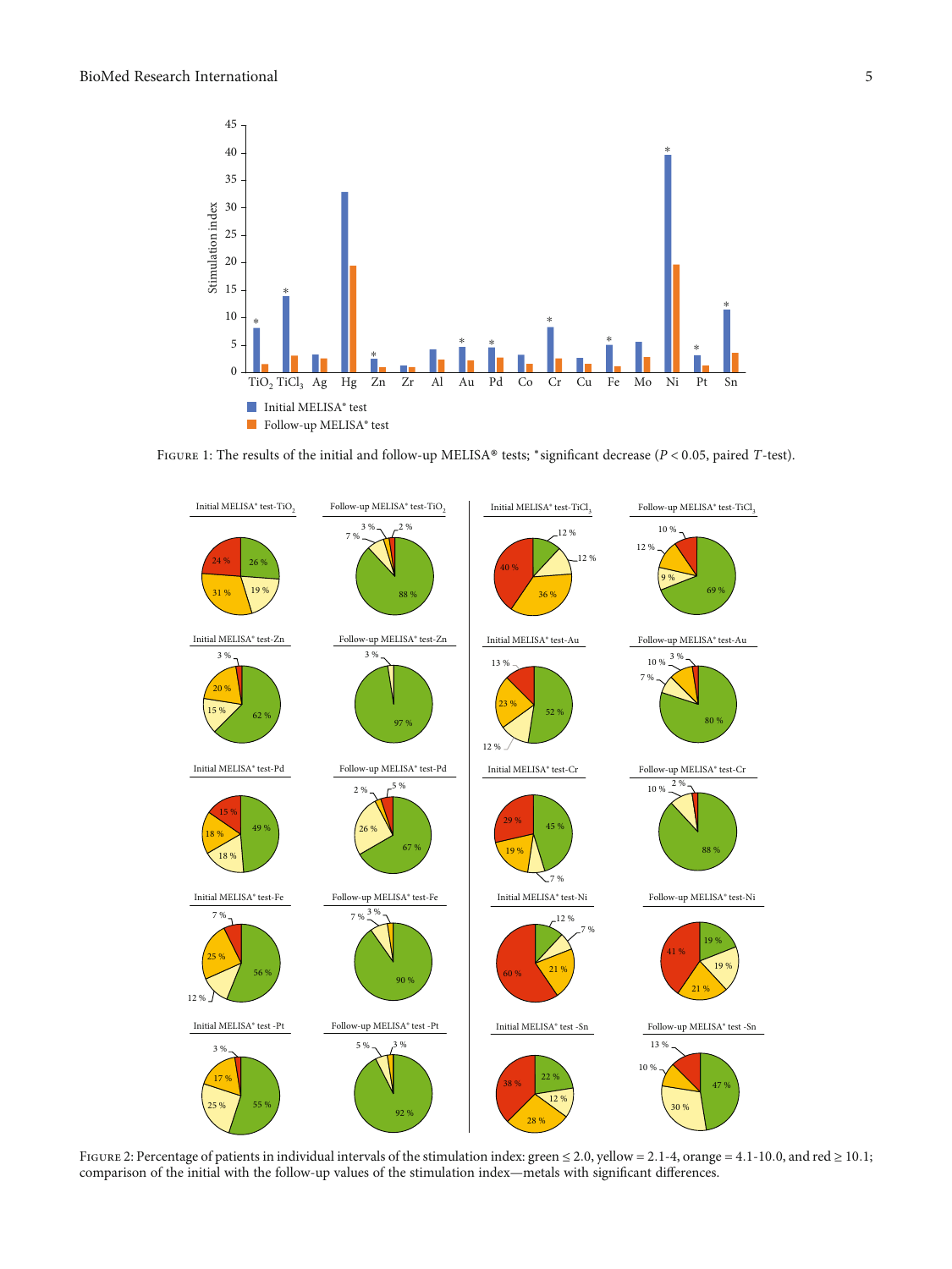Figure 1: The results of the initial and follow-up MELISA® tests; *significant decrease ($P < 0.05$, paired $T$-test).

Figure 2: Percentage of patients in individual intervals of the stimulation index: green ≤ 2.0, yellow = 2.1-4, orange = 4.1-10.0, and red ≥ 10.1; comparison of the initial with the follow-up values of the stimulation index—metals with significant differences.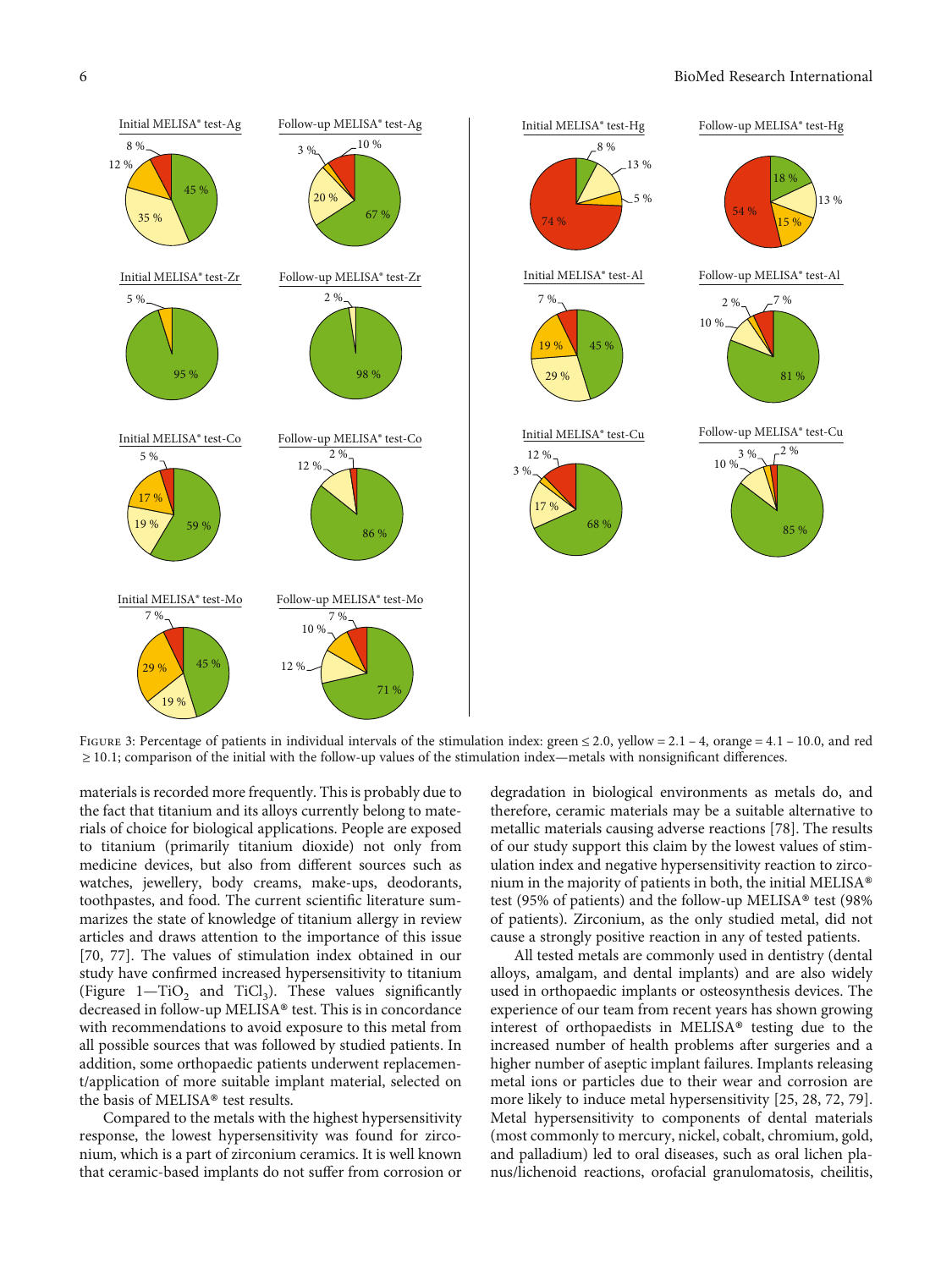Figure 3: Percentage of patients in individual intervals of the stimulation index: green ≤ 2.0, yellow = 2.1 – 4, orange = 4.1 – 10.0, and red ≥ 10.1; comparison of the initial with the follow-up values of the stimulation index—metals with nonsignificant differences.

materials is recorded more frequently. This is probably due to the fact that titanium and its alloys currently belong to materials of choice for biological applications. People are exposed to titanium (primarily titanium dioxide) not only from medicine devices, but also from different sources such as watches, jewellery, body creams, make-ups, deodorants, toothpastes, and food. The current scientific literature summarizes the state of knowledge of titanium allergy in review articles and draws attention to the importance of this issue [70, 77]. The values of stimulation index obtained in our study have confirmed increased hypersensitivity to titanium (Figure 1—$TiO_2$ and $TiCl_3$). These values significantly decreased in follow-up MELISA® test. This is in concordance with recommendations to avoid exposure to this metal from all possible sources that was followed by studied patients. In addition, some orthopaedic patients underwent replacement/application of more suitable implant material, selected on the basis of MELISA® test results.

Compared to the metals with the highest hypersensitivity response, the lowest hypersensitivity was found for zirconium, which is a part of zirconium ceramics. It is well known that ceramic-based implants do not suffer from corrosion or degradation in biological environments as metals do, and therefore, ceramic materials may be a suitable alternative to metallic materials causing adverse reactions [78]. The results of our study support this claim by the lowest values of stimulation index and negative hypersensitivity reaction to zirconium in the majority of patients in both, the initial MELISA® test (95% of patients) and the follow-up MELISA® test (98% of patients). Zirconium, as the only studied metal, did not cause a strongly positive reaction in any of tested patients.

All tested metals are commonly used in dentistry (dental alloys, amalgam, and dental implants) and are also widely used in orthopaedic implants or osteosynthesis devices. The experience of our team from recent years has shown growing interest of orthopaedists in MELISA® testing due to the increased number of health problems after surgeries and a higher number of aseptic implant failures. Implants releasing metal ions or particles due to their wear and corrosion are more likely to induce metal hypersensitivity [25, 28, 72, 79]. Metal hypersensitivity to components of dental materials (most commonly to mercury, nickel, cobalt, chromium, gold, and palladium) led to oral diseases, such as oral lichen planus/lichenoid reactions, orofacial granulomatosis, cheilitis,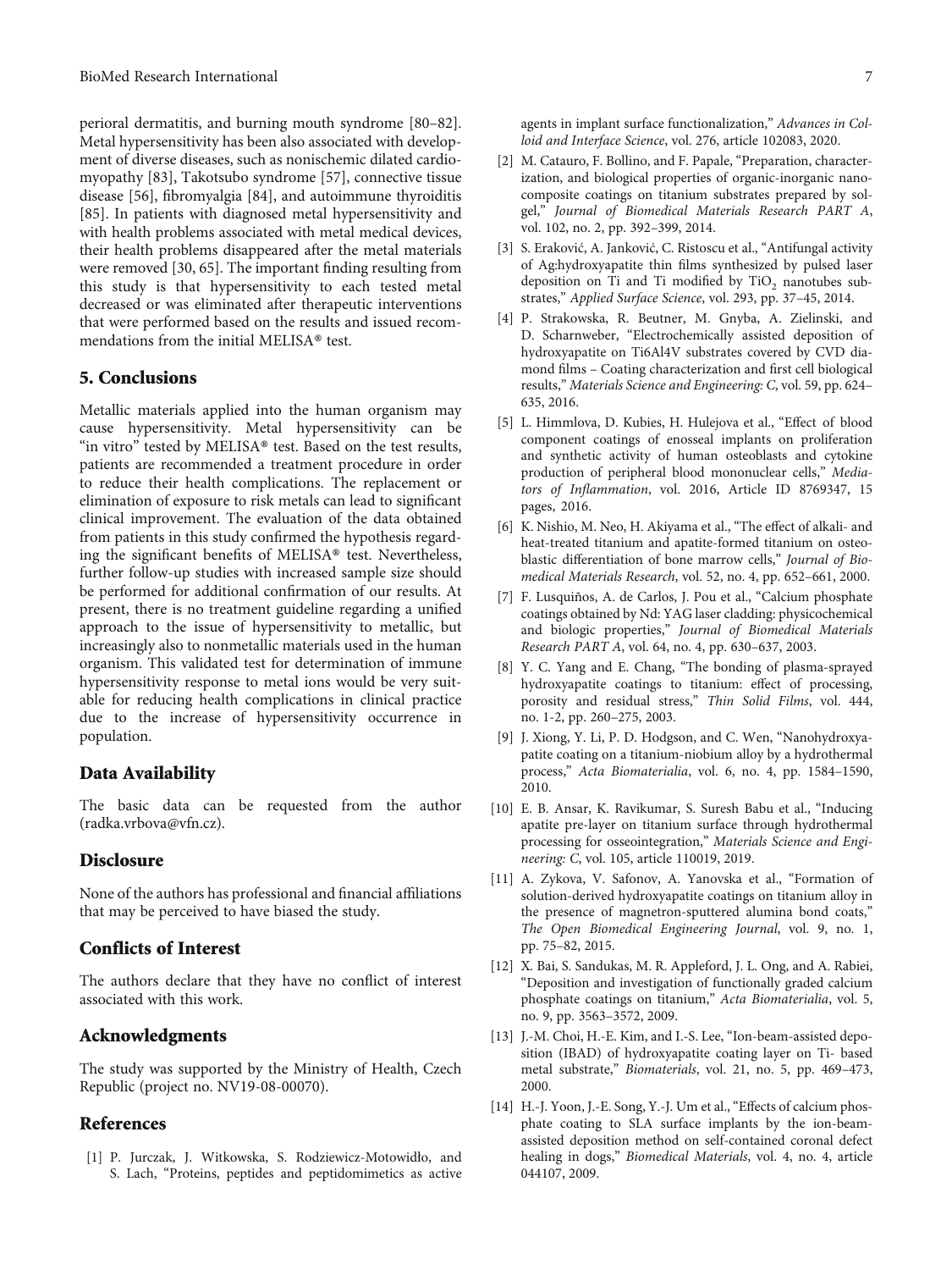perioral dermatitis, and burning mouth syndrome [80–82]. Metal hypersensitivity has been also associated with development of diverse diseases, such as nonischemic dilated cardiomyopathy [83], Takotsubo syndrome [57], connective tissue disease [56], fibromyalgia [84], and autoimmune thyroiditis [85]. In patients with diagnosed metal hypersensitivity and with health problems associated with metal medical devices, their health problems disappeared after the metal materials were removed [30, 65]. The important finding resulting from this study is that hypersensitivity to each tested metal decreased or was eliminated after therapeutic interventions that were performed based on the results and issued recommendations from the initial MELISA® test.

## 5. Conclusions

Metallic materials applied into the human organism may cause hypersensitivity. Metal hypersensitivity can be "in vitro" tested by MELISA® test. Based on the test results, patients are recommended a treatment procedure in order to reduce their health complications. The replacement or elimination of exposure to risk metals can lead to significant clinical improvement. The evaluation of the data obtained from patients in this study confirmed the hypothesis regarding the significant benefits of MELISA® test. Nevertheless, further follow-up studies with increased sample size should be performed for additional confirmation of our results. At present, there is no treatment guideline regarding a unified approach to the issue of hypersensitivity to metallic, but increasingly also to nonmetallic materials used in the human organism. This validated test for determination of immune hypersensitivity response to metal ions would be very suitable for reducing health complications in clinical practice due to the increase of hypersensitivity occurrence in population.

## Data Availability

The basic data can be requested from the author (radka.vrbova@vfn.cz).

## Disclosure

None of the authors has professional and financial affiliations that may be perceived to have biased the study.

## Conflicts of Interest

The authors declare that they have no conflict of interest associated with this work.

## Acknowledgments

The study was supported by the Ministry of Health, Czech Republic (project no. NV19-08-00070).

## References

[1] P. Jurczak, J. Witkowska, S. Rodziewicz-Motowidło, and S. Lach, "Proteins, peptides and peptidomimetics as active agents in implant surface functionalization," *Advances in Colloid and Interface Science*, vol. 276, article 102083, 2020.

[2] M. Catauro, F. Bollino, and F. Papale, "Preparation, characterization, and biological properties of organic-inorganic nanocomposite coatings on titanium substrates prepared by sol-gel," *Journal of Biomedical Materials Research PART A*, vol. 102, no. 2, pp. 392–399, 2014.

[3] S. Eraković, A. Janković, C. Ristoscu et al., "Antifungal activity of Ag:hydroxyapatite thin films synthesized by pulsed laser deposition on Ti and Ti modified by $TiO_2$ nanotubes substrates," *Applied Surface Science*, vol. 293, pp. 37–45, 2014.

[4] P. Strakowska, R. Beutner, M. Gnyba, A. Zielinski, and D. Scharnweber, "Electrochemically assisted deposition of hydroxyapatite on Ti6Al4V substrates covered by CVD diamond films – Coating characterization and first cell biological results," *Materials Science and Engineering: C*, vol. 59, pp. 624–635, 2016.

[5] L. Himmlova, D. Kubies, H. Hulejova et al., "Effect of blood component coatings of enosseal implants on proliferation and synthetic activity of human osteoblasts and cytokine production of peripheral blood mononuclear cells," *Mediators of Inflammation*, vol. 2016, Article ID 8769347, 15 pages, 2016.

[6] K. Nishio, M. Neo, H. Akiyama et al., "The effect of alkali- and heat-treated titanium and apatite-formed titanium on osteoblastic differentiation of bone marrow cells," *Journal of Biomedical Materials Research*, vol. 52, no. 4, pp. 652–661, 2000.

[7] F. Lusquiños, A. de Carlos, J. Pou et al., "Calcium phosphate coatings obtained by Nd: YAG laser cladding: physicochemical and biologic properties," *Journal of Biomedical Materials Research PART A*, vol. 64, no. 4, pp. 630–637, 2003.

[8] Y. C. Yang and E. Chang, "The bonding of plasma-sprayed hydroxyapatite coatings to titanium: effect of processing, porosity and residual stress," *Thin Solid Films*, vol. 444, no. 1-2, pp. 260–275, 2003.

[9] J. Xiong, Y. Li, P. D. Hodgson, and C. Wen, "Nanohydroxyapatite coating on a titanium-niobium alloy by a hydrothermal process," *Acta Biomaterialia*, vol. 6, no. 4, pp. 1584–1590, 2010.

[10] E. B. Ansar, K. Ravikumar, S. Suresh Babu et al., "Inducing apatite pre-layer on titanium surface through hydrothermal processing for osseointegration," *Materials Science and Engineering: C*, vol. 105, article 110019, 2019.

[11] A. Zykova, V. Safonov, A. Yanovska et al., "Formation of solution-derived hydroxyapatite coatings on titanium alloy in the presence of magnetron-sputtered alumina bond coats," *The Open Biomedical Engineering Journal*, vol. 9, no. 1, pp. 75–82, 2015.

[12] X. Bai, S. Sandukas, M. R. Appleford, J. L. Ong, and A. Rabiei, "Deposition and investigation of functionally graded calcium phosphate coatings on titanium," *Acta Biomaterialia*, vol. 5, no. 9, pp. 3563–3572, 2009.

[13] J.-M. Choi, H.-E. Kim, and I.-S. Lee, "Ion-beam-assisted deposition (IBAD) of hydroxyapatite coating layer on Ti- based metal substrate," *Biomaterials*, vol. 21, no. 5, pp. 469–473, 2000.

[14] H.-J. Yoon, J.-E. Song, Y.-J. Um et al., "Effects of calcium phosphate coating to SLA surface implants by the ion-beam-assisted deposition method on self-contained coronal defect healing in dogs," *Biomedical Materials*, vol. 4, no. 4, article 044107, 2009.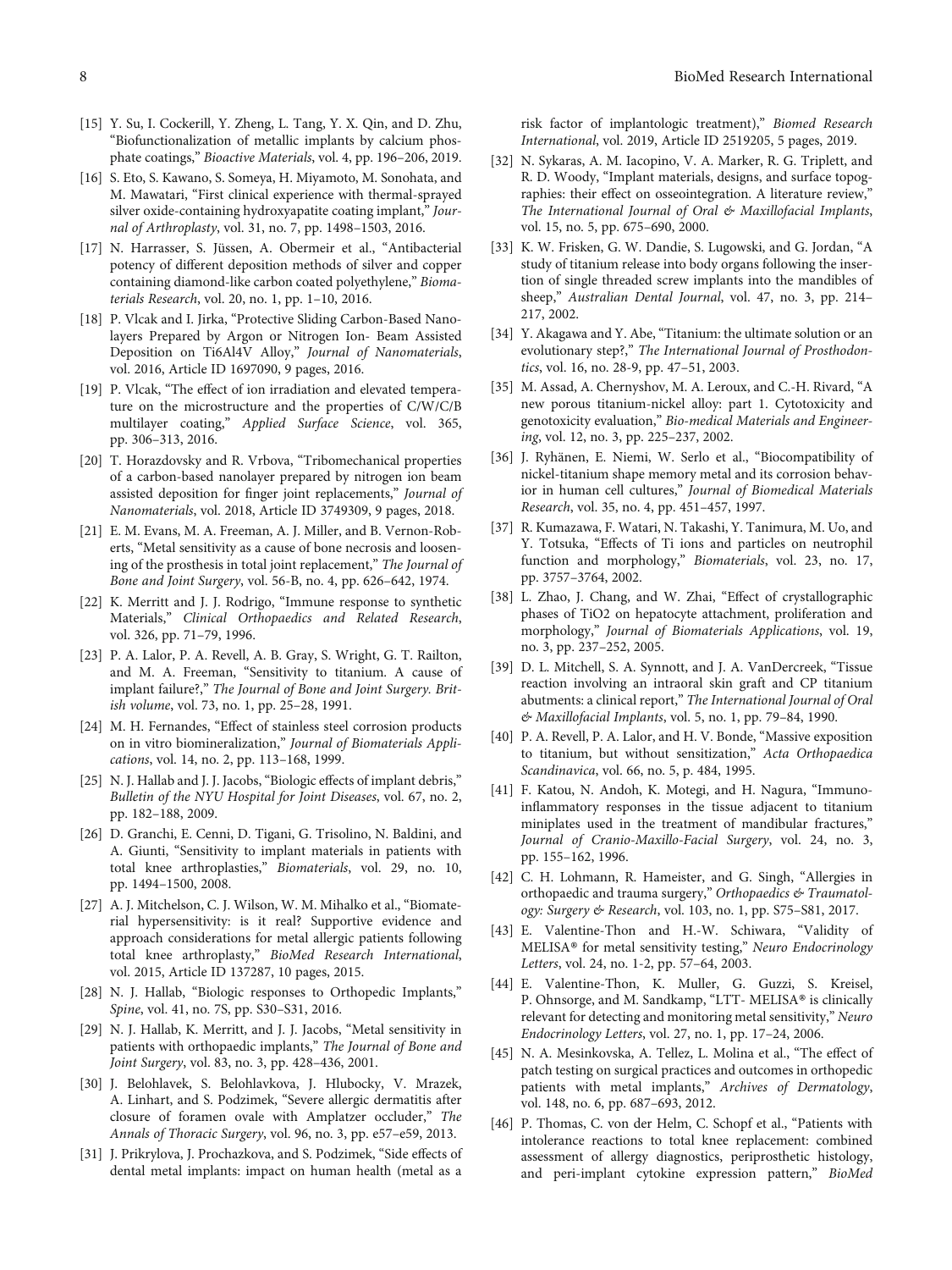[15] Y. Su, I. Cockerill, Y. Zheng, L. Tang, Y. X. Qin, and D. Zhu, "Biofunctionalization of metallic implants by calcium phosphate coatings," *Bioactive Materials*, vol. 4, pp. 196–206, 2019.

[16] S. Eto, S. Kawano, S. Someya, H. Miyamoto, M. Sonohata, and M. Mawatari, "First clinical experience with thermal-sprayed silver oxide-containing hydroxyapatite coating implant," *Journal of Arthroplasty*, vol. 31, no. 7, pp. 1498–1503, 2016.

[17] N. Harrasser, S. Jüssen, A. Obermeir et al., "Antibacterial potency of different deposition methods of silver and copper containing diamond-like carbon coated polyethylene," *Biomaterials Research*, vol. 20, no. 1, pp. 1–10, 2016.

[18] P. Vlcak and I. Jirka, "Protective Sliding Carbon-Based Nanolayers Prepared by Argon or Nitrogen Ion- Beam Assisted Deposition on Ti6Al4V Alloy," *Journal of Nanomaterials*, vol. 2016, Article ID 1697090, 9 pages, 2016.

[19] P. Vlcak, "The effect of ion irradiation and elevated temperature on the microstructure and the properties of C/W/C/B multilayer coating," *Applied Surface Science*, vol. 365, pp. 306–313, 2016.

[20] T. Horazdovsky and R. Vrbova, "Tribomechanical properties of a carbon-based nanolayer prepared by nitrogen ion beam assisted deposition for finger joint replacements," *Journal of Nanomaterials*, vol. 2018, Article ID 3749309, 9 pages, 2018.

[21] E. M. Evans, M. A. Freeman, A. J. Miller, and B. Vernon-Roberts, "Metal sensitivity as a cause of bone necrosis and loosening of the prosthesis in total joint replacement," *The Journal of Bone and Joint Surgery*, vol. 56-B, no. 4, pp. 626–642, 1974.

[22] K. Merritt and J. J. Rodrigo, "Immune response to synthetic Materials," *Clinical Orthopaedics and Related Research*, vol. 326, pp. 71–79, 1996.

[23] P. A. Lalor, P. A. Revell, A. B. Gray, S. Wright, G. T. Railton, and M. A. Freeman, "Sensitivity to titanium. A cause of implant failure?," *The Journal of Bone and Joint Surgery. British volume*, vol. 73, no. 1, pp. 25–28, 1991.

[24] M. H. Fernandes, "Effect of stainless steel corrosion products on in vitro biomineralization," *Journal of Biomaterials Applications*, vol. 14, no. 2, pp. 113–168, 1999.

[25] N. J. Hallab and J. J. Jacobs, "Biologic effects of implant debris," *Bulletin of the NYU Hospital for Joint Diseases*, vol. 67, no. 2, pp. 182–188, 2009.

[26] D. Granchi, E. Cenni, D. Tigani, G. Trisolino, N. Baldini, and A. Giunti, "Sensitivity to implant materials in patients with total knee arthroplasties," *Biomaterials*, vol. 29, no. 10, pp. 1494–1500, 2008.

[27] A. J. Mitchelson, C. J. Wilson, W. M. Mihalko et al., "Biomaterial hypersensitivity: is it real? Supportive evidence and approach considerations for metal allergic patients following total knee arthroplasty," *BioMed Research International*, vol. 2015, Article ID 137287, 10 pages, 2015.

[28] N. J. Hallab, "Biologic responses to Orthopedic Implants," *Spine*, vol. 41, no. 7S, pp. S30–S31, 2016.

[29] N. J. Hallab, K. Merritt, and J. J. Jacobs, "Metal sensitivity in patients with orthopaedic implants," *The Journal of Bone and Joint Surgery*, vol. 83, no. 3, pp. 428–436, 2001.

[30] J. Belohlavek, S. Belohlavkova, J. Hlubocky, V. Mrazek, A. Linhart, and S. Podzimek, "Severe allergic dermatitis after closure of foramen ovale with Amplatzer occluder," *The Annals of Thoracic Surgery*, vol. 96, no. 3, pp. e57–e59, 2013.

[31] J. Prikrylova, J. Prochazkova, and S. Podzimek, "Side effects of dental metal implants: impact on human health (metal as a risk factor of implantologic treatment)," *Biomed Research International*, vol. 2019, Article ID 2519205, 5 pages, 2019.

[32] N. Sykaras, A. M. Iacopino, V. A. Marker, R. G. Triplett, and R. D. Woody, "Implant materials, designs, and surface topographies: their effect on osseointegration. A literature review," *The International Journal of Oral & Maxillofacial Implants*, vol. 15, no. 5, pp. 675–690, 2000.

[33] K. W. Frisken, G. W. Dandie, S. Lugowski, and G. Jordan, "A study of titanium release into body organs following the insertion of single threaded screw implants into the mandibles of sheep," *Australian Dental Journal*, vol. 47, no. 3, pp. 214–217, 2002.

[34] Y. Akagawa and Y. Abe, "Titanium: the ultimate solution or an evolutionary step?," *The International Journal of Prosthodontics*, vol. 16, no. 28-9, pp. 47–51, 2003.

[35] M. Assad, A. Chernyshov, M. A. Leroux, and C.-H. Rivard, "A new porous titanium-nickel alloy: part 1. Cytotoxicity and genotoxicity evaluation," *Bio-medical Materials and Engineering*, vol. 12, no. 3, pp. 225–237, 2002.

[36] J. Ryhänen, E. Niemi, W. Serlo et al., "Biocompatibility of nickel-titanium shape memory metal and its corrosion behavior in human cell cultures," *Journal of Biomedical Materials Research*, vol. 35, no. 4, pp. 451–457, 1997.

[37] R. Kumazawa, F. Watari, N. Takashi, Y. Tanimura, M. Uo, and Y. Totsuka, "Effects of Ti ions and particles on neutrophil function and morphology," *Biomaterials*, vol. 23, no. 17, pp. 3757–3764, 2002.

[38] L. Zhao, J. Chang, and W. Zhai, "Effect of crystallographic phases of TiO2 on hepatocyte attachment, proliferation and morphology," *Journal of Biomaterials Applications*, vol. 19, no. 3, pp. 237–252, 2005.

[39] D. L. Mitchell, S. A. Synnott, and J. A. VanDercreek, "Tissue reaction involving an intraoral skin graft and CP titanium abutments: a clinical report," *The International Journal of Oral & Maxillofacial Implants*, vol. 5, no. 1, pp. 79–84, 1990.

[40] P. A. Revell, P. A. Lalor, and H. V. Bonde, "Massive exposition to titanium, but without sensitization," *Acta Orthopaedica Scandinavica*, vol. 66, no. 5, p. 484, 1995.

[41] F. Katou, N. Andoh, K. Motegi, and H. Nagura, "Immuno-inflammatory responses in the tissue adjacent to titanium miniplates used in the treatment of mandibular fractures," *Journal of Cranio-Maxillo-Facial Surgery*, vol. 24, no. 3, pp. 155–162, 1996.

[42] C. H. Lohmann, R. Hameister, and G. Singh, "Allergies in orthopaedic and trauma surgery," *Orthopaedics & Traumatology: Surgery & Research*, vol. 103, no. 1, pp. S75–S81, 2017.

[43] E. Valentine-Thon and H.-W. Schiwara, "Validity of MELISA® for metal sensitivity testing," *Neuro Endocrinology Letters*, vol. 24, no. 1-2, pp. 57–64, 2003.

[44] E. Valentine-Thon, K. Muller, G. Guzzi, S. Kreisel, P. Ohnsorge, and M. Sandkamp, "LTT- MELISA® is clinically relevant for detecting and monitoring metal sensitivity," *Neuro Endocrinology Letters*, vol. 27, no. 1, pp. 17–24, 2006.

[45] N. A. Mesinkovska, A. Tellez, L. Molina et al., "The effect of patch testing on surgical practices and outcomes in orthopedic patients with metal implants," *Archives of Dermatology*, vol. 148, no. 6, pp. 687–693, 2012.

[46] P. Thomas, C. von der Helm, C. Schopf et al., "Patients with intolerance reactions to total knee replacement: combined assessment of allergy diagnostics, periprosthetic histology, and peri-implant cytokine expression pattern," *BioMed*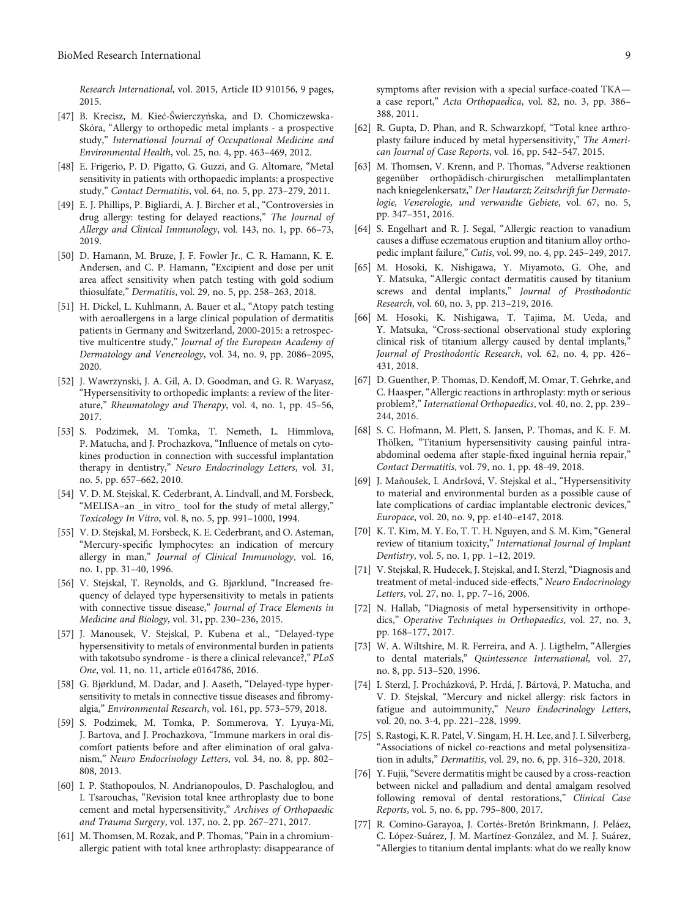Research International, vol. 2015, Article ID 910156, 9 pages, 2015.

[47] B. Krecisz, M. Kieć-Świerczyńska, and D. Chomiczewska-Skóra, "Allergy to orthopedic metal implants - a prospective study," *International Journal of Occupational Medicine and Environmental Health*, vol. 25, no. 4, pp. 463–469, 2012.

[48] E. Frigerio, P. D. Pigatto, G. Guzzi, and G. Altomare, "Metal sensitivity in patients with orthopaedic implants: a prospective study," *Contact Dermatitis*, vol. 64, no. 5, pp. 273–279, 2011.

[49] E. J. Phillips, P. Bigliardi, A. J. Bircher et al., "Controversies in drug allergy: testing for delayed reactions," *The Journal of Allergy and Clinical Immunology*, vol. 143, no. 1, pp. 66–73, 2019.

[50] D. Hamann, M. Bruze, J. F. Fowler Jr., C. R. Hamann, K. E. Andersen, and C. P. Hamann, "Excipient and dose per unit area affect sensitivity when patch testing with gold sodium thiosulfate," *Dermatitis*, vol. 29, no. 5, pp. 258–263, 2018.

[51] H. Dickel, L. Kuhlmann, A. Bauer et al., "Atopy patch testing with aeroallergens in a large clinical population of dermatitis patients in Germany and Switzerland, 2000-2015: a retrospective multicentre study," *Journal of the European Academy of Dermatology and Venereology*, vol. 34, no. 9, pp. 2086–2095, 2020.

[52] J. Wawrzynski, J. A. Gil, A. D. Goodman, and G. R. Waryasz, "Hypersensitivity to orthopedic implants: a review of the literature," *Rheumatology and Therapy*, vol. 4, no. 1, pp. 45–56, 2017.

[53] S. Podzimek, M. Tomka, T. Nemeth, L. Himmlova, P. Matucha, and J. Prochazkova, "Influence of metals on cytokines production in connection with successful implantation therapy in dentistry," *Neuro Endocrinology Letters*, vol. 31, no. 5, pp. 657–662, 2010.

[54] V. D. M. Stejskal, K. Cederbrant, A. Lindvall, and M. Forsbeck, "MELISA–an _in vitro_ tool for the study of metal allergy," *Toxicology In Vitro*, vol. 8, no. 5, pp. 991–1000, 1994.

[55] V. D. Stejskal, M. Forsbeck, K. E. Cederbrant, and O. Asteman, "Mercury-specific lymphocytes: an indication of mercury allergy in man," *Journal of Clinical Immunology*, vol. 16, no. 1, pp. 31–40, 1996.

[56] V. Stejskal, T. Reynolds, and G. Bjørklund, "Increased frequency of delayed type hypersensitivity to metals in patients with connective tissue disease," *Journal of Trace Elements in Medicine and Biology*, vol. 31, pp. 230–236, 2015.

[57] J. Manousek, V. Stejskal, P. Kubena et al., "Delayed-type hypersensitivity to metals of environmental burden in patients with takotsubo syndrome - is there a clinical relevance?," *PLoS One*, vol. 11, no. 11, article e0164786, 2016.

[58] G. Bjørklund, M. Dadar, and J. Aaseth, "Delayed-type hypersensitivity to metals in connective tissue diseases and fibromyalgia," *Environmental Research*, vol. 161, pp. 573–579, 2018.

[59] S. Podzimek, M. Tomka, P. Sommerova, Y. Lyuya-Mi, J. Bartova, and J. Prochazkova, "Immune markers in oral discomfort patients before and after elimination of oral galvanism," *Neuro Endocrinology Letters*, vol. 34, no. 8, pp. 802–808, 2013.

[60] I. P. Stathopoulos, N. Andrianopoulos, D. Paschaloglou, and I. Tsarouchas, "Revision total knee arthroplasty due to bone cement and metal hypersensitivity," *Archives of Orthopaedic and Trauma Surgery*, vol. 137, no. 2, pp. 267–271, 2017.

[61] M. Thomsen, M. Rozak, and P. Thomas, "Pain in a chromium-allergic patient with total knee arthroplasty: disappearance of symptoms after revision with a special surface-coated TKA—a case report," *Acta Orthopaedica*, vol. 82, no. 3, pp. 386–388, 2011.

[62] R. Gupta, D. Phan, and R. Schwarzkopf, "Total knee arthroplasty failure induced by metal hypersensitivity," *The American Journal of Case Reports*, vol. 16, pp. 542–547, 2015.

[63] M. Thomsen, V. Krenn, and P. Thomas, "Adverse reaktionen gegenüber orthopädisch-chirurgischen metallimplantaten nach kniegelenkersatz," *Der Hautarzt; Zeitschrift fur Dermatologie, Venerologie, und verwandte Gebiete*, vol. 67, no. 5, pp. 347–351, 2016.

[64] S. Engelhart and R. J. Segal, "Allergic reaction to vanadium causes a diffuse eczematous eruption and titanium alloy orthopedic implant failure," *Cutis*, vol. 99, no. 4, pp. 245–249, 2017.

[65] M. Hosoki, K. Nishigawa, Y. Miyamoto, G. Ohe, and Y. Matsuka, "Allergic contact dermatitis caused by titanium screws and dental implants," *Journal of Prosthodontic Research*, vol. 60, no. 3, pp. 213–219, 2016.

[66] M. Hosoki, K. Nishigawa, T. Tajima, M. Ueda, and Y. Matsuka, "Cross-sectional observational study exploring clinical risk of titanium allergy caused by dental implants," *Journal of Prosthodontic Research*, vol. 62, no. 4, pp. 426–431, 2018.

[67] D. Guenther, P. Thomas, D. Kendoff, M. Omar, T. Gehrke, and C. Haasper, "Allergic reactions in arthroplasty: myth or serious problem?," *International Orthopaedics*, vol. 40, no. 2, pp. 239–244, 2016.

[68] S. C. Hofmann, M. Plett, S. Jansen, P. Thomas, and K. F. M. Thölken, "Titanium hypersensitivity causing painful intra-abdominal oedema after staple-fixed inguinal hernia repair," *Contact Dermatitis*, vol. 79, no. 1, pp. 48-49, 2018.

[69] J. Maňoušek, I. Andršová, V. Stejskal et al., "Hypersensitivity to material and environmental burden as a possible cause of late complications of cardiac implantable electronic devices," *Europace*, vol. 20, no. 9, pp. e140–e147, 2018.

[70] K. T. Kim, M. Y. Eo, T. T. H. Nguyen, and S. M. Kim, "General review of titanium toxicity," *International Journal of Implant Dentistry*, vol. 5, no. 1, pp. 1–12, 2019.

[71] V. Stejskal, R. Hudecek, J. Stejskal, and I. Sterzl, "Diagnosis and treatment of metal-induced side-effects," *Neuro Endocrinology Letters*, vol. 27, no. 1, pp. 7–16, 2006.

[72] N. Hallab, "Diagnosis of metal hypersensitivity in orthopedics," *Operative Techniques in Orthopaedics*, vol. 27, no. 3, pp. 168–177, 2017.

[73] W. A. Wiltshire, M. R. Ferreira, and A. J. Ligthelm, "Allergies to dental materials," *Quintessence International*, vol. 27, no. 8, pp. 513–520, 1996.

[74] I. Sterzl, J. Procházková, P. Hrdá, J. Bártová, P. Matucha, and V. D. Stejskal, "Mercury and nickel allergy: risk factors in fatigue and autoimmunity," *Neuro Endocrinology Letters*, vol. 20, no. 3-4, pp. 221–228, 1999.

[75] S. Rastogi, K. R. Patel, V. Singam, H. H. Lee, and J. I. Silverberg, "Associations of nickel co-reactions and metal polysensitization in adults," *Dermatitis*, vol. 29, no. 6, pp. 316–320, 2018.

[76] Y. Fujii, "Severe dermatitis might be caused by a cross-reaction between nickel and palladium and dental amalgam resolved following removal of dental restorations," *Clinical Case Reports*, vol. 5, no. 6, pp. 795–800, 2017.

[77] R. Comino-Garayoa, J. Cortés-Bretón Brinkmann, J. Peláez, C. López-Suárez, J. M. Martínez-González, and M. J. Suárez, "Allergies to titanium dental implants: what do we really know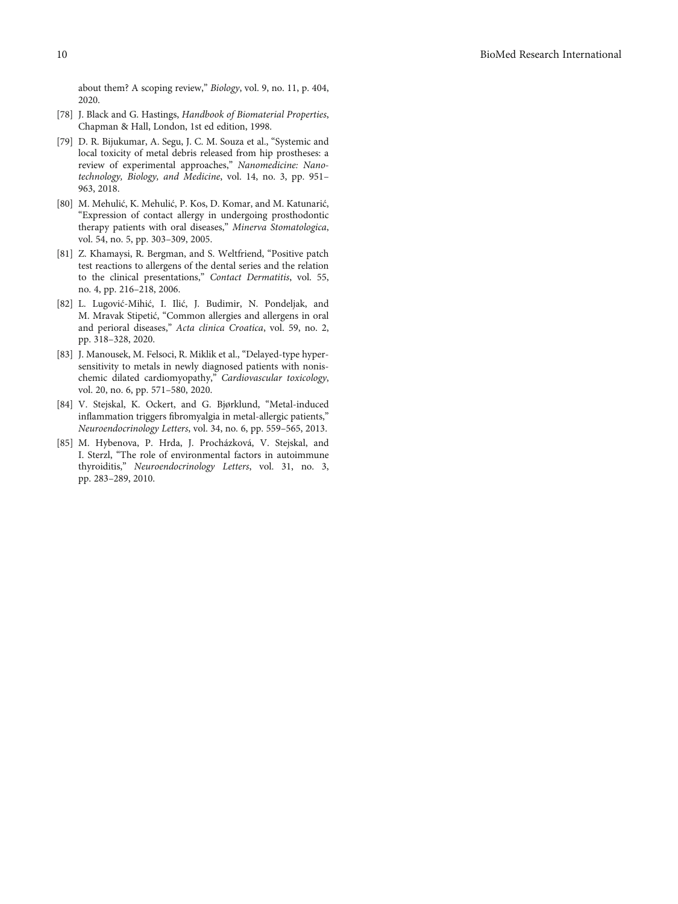about them? A scoping review," *Biology*, vol. 9, no. 11, p. 404, 2020.

[78] J. Black and G. Hastings, *Handbook of Biomaterial Properties*, Chapman & Hall, London, 1st ed edition, 1998.

[79] D. R. Bijukumar, A. Segu, J. C. M. Souza et al., "Systemic and local toxicity of metal debris released from hip prostheses: a review of experimental approaches," *Nanomedicine: Nanotechnology, Biology, and Medicine*, vol. 14, no. 3, pp. 951–963, 2018.

[80] M. Mehulić, K. Mehulić, P. Kos, D. Komar, and M. Katunarić, "Expression of contact allergy in undergoing prosthodontic therapy patients with oral diseases," *Minerva Stomatologica*, vol. 54, no. 5, pp. 303–309, 2005.

[81] Z. Khamaysi, R. Bergman, and S. Weltfriend, "Positive patch test reactions to allergens of the dental series and the relation to the clinical presentations," *Contact Dermatitis*, vol. 55, no. 4, pp. 216–218, 2006.

[82] L. Lugović-Mihić, I. Ilić, J. Budimir, N. Pondeljak, and M. Mravak Stipetić, "Common allergies and allergens in oral and perioral diseases," *Acta clinica Croatica*, vol. 59, no. 2, pp. 318–328, 2020.

[83] J. Manousek, M. Felsoci, R. Miklik et al., "Delayed-type hypersensitivity to metals in newly diagnosed patients with nonischemic dilated cardiomyopathy," *Cardiovascular toxicology*, vol. 20, no. 6, pp. 571–580, 2020.

[84] V. Stejskal, K. Ockert, and G. Bjørklund, "Metal-induced inflammation triggers fibromyalgia in metal-allergic patients," *Neuroendocrinology Letters*, vol. 34, no. 6, pp. 559–565, 2013.

[85] M. Hybenova, P. Hrda, J. Procházková, V. Stejskal, and I. Sterzl, "The role of environmental factors in autoimmune thyroiditis," *Neuroendocrinology Letters*, vol. 31, no. 3, pp. 283–289, 2010.